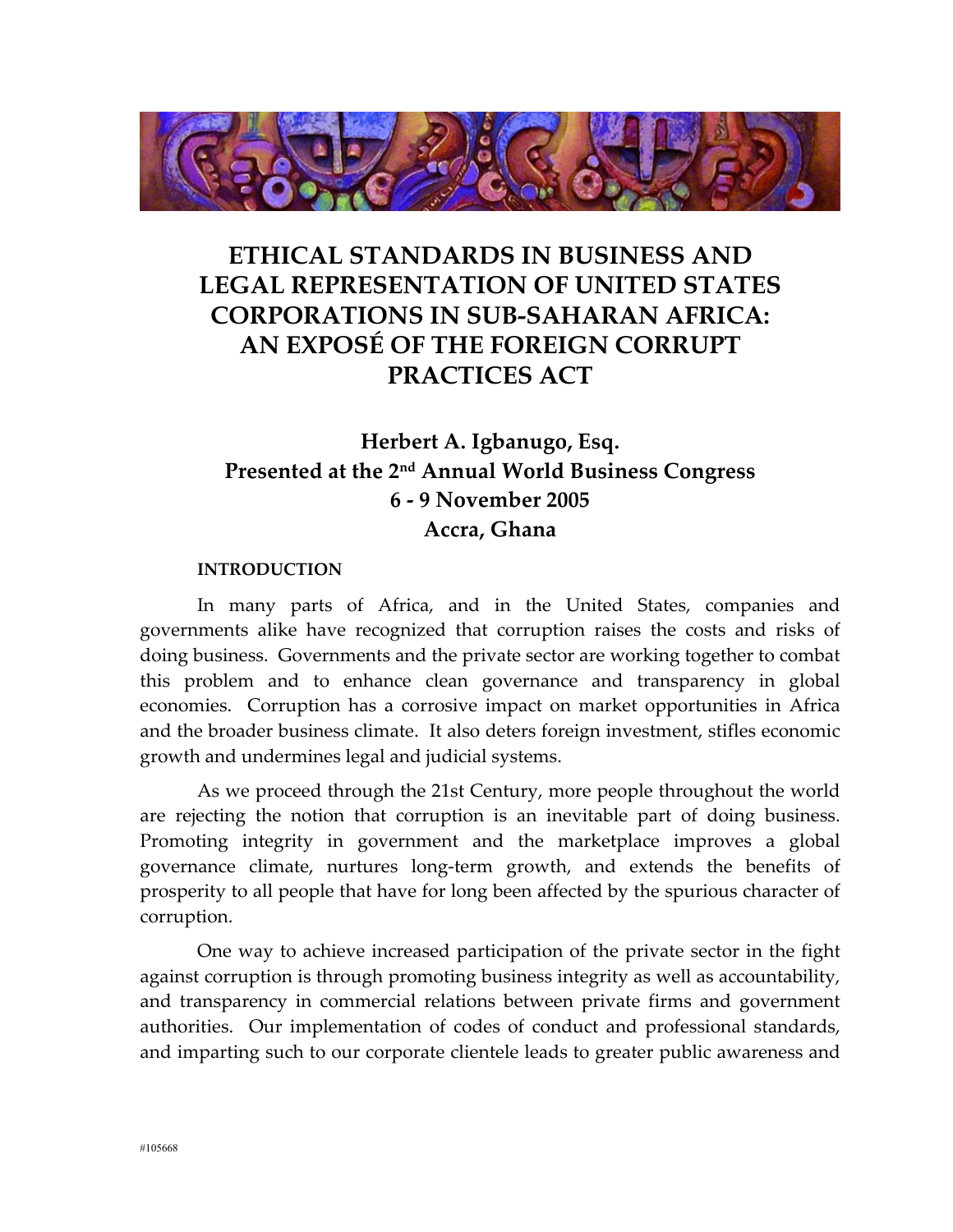# ETHICAL STANDARDS IN BUSINESS AND LEGAL REPRESENTATION OF UNITED STATES CORPORATIONS IN SUB-SAHARAN AFRICA: AN EXPOSÉ OF THE FOREIGN CORRUPT PRACTICES ACT

**Herbert A. Igbanugo, Esq.**
**Presented at the 2nd Annual World Business Congress**
**6 - 9 November 2005**
**Accra, Ghana**

## INTRODUCTION

In many parts of Africa, and in the United States, companies and governments alike have recognized that corruption raises the costs and risks of doing business. Governments and the private sector are working together to combat this problem and to enhance clean governance and transparency in global economies. Corruption has a corrosive impact on market opportunities in Africa and the broader business climate. It also deters foreign investment, stifles economic growth and undermines legal and judicial systems.

As we proceed through the 21st Century, more people throughout the world are rejecting the notion that corruption is an inevitable part of doing business. Promoting integrity in government and the marketplace improves a global governance climate, nurtures long-term growth, and extends the benefits of prosperity to all people that have for long been affected by the spurious character of corruption.

One way to achieve increased participation of the private sector in the fight against corruption is through promoting business integrity as well as accountability, and transparency in commercial relations between private firms and government authorities. Our implementation of codes of conduct and professional standards, and imparting such to our corporate clientele leads to greater public awareness and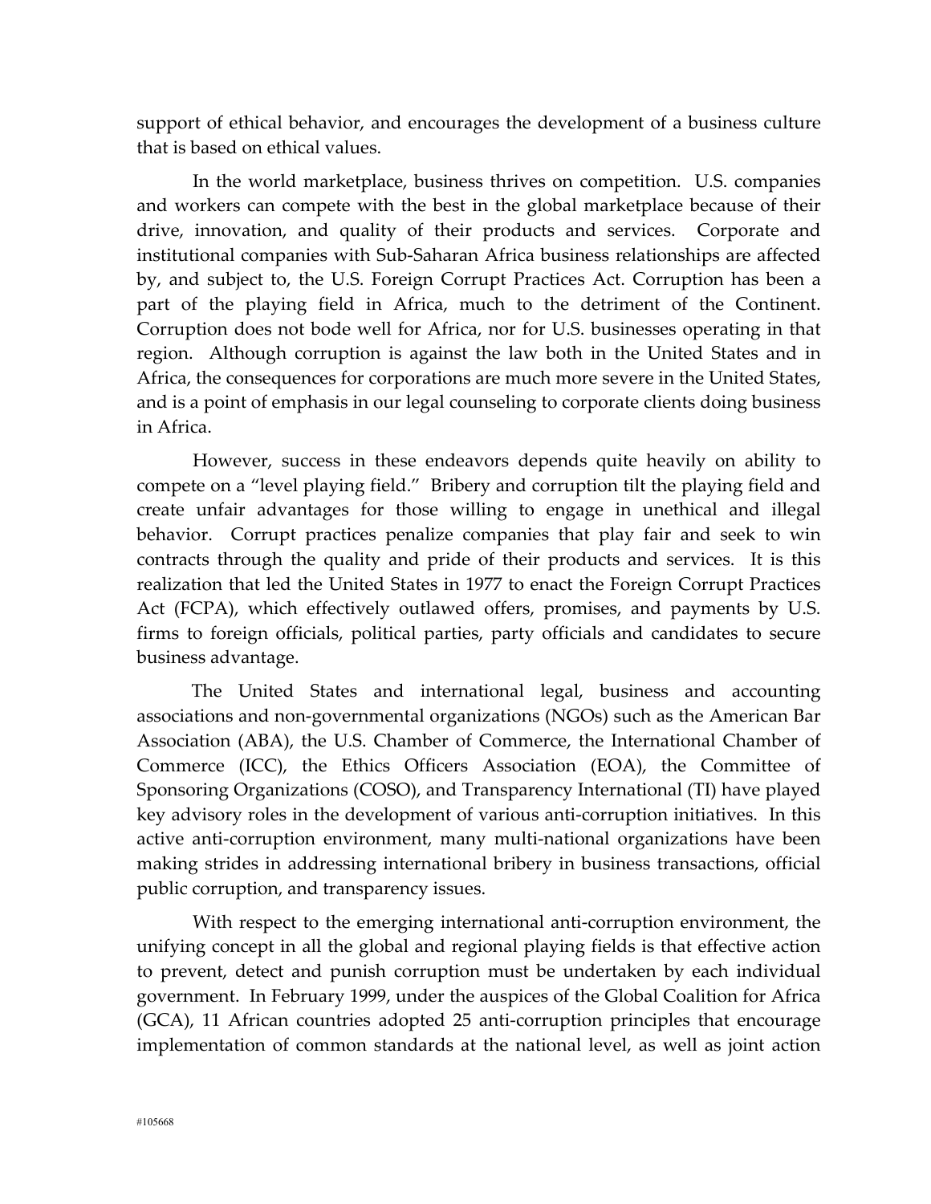support of ethical behavior, and encourages the development of a business culture that is based on ethical values.

In the world marketplace, business thrives on competition. U.S. companies and workers can compete with the best in the global marketplace because of their drive, innovation, and quality of their products and services. Corporate and institutional companies with Sub-Saharan Africa business relationships are affected by, and subject to, the U.S. Foreign Corrupt Practices Act. Corruption has been a part of the playing field in Africa, much to the detriment of the Continent. Corruption does not bode well for Africa, nor for U.S. businesses operating in that region. Although corruption is against the law both in the United States and in Africa, the consequences for corporations are much more severe in the United States, and is a point of emphasis in our legal counseling to corporate clients doing business in Africa.

However, success in these endeavors depends quite heavily on ability to compete on a "level playing field." Bribery and corruption tilt the playing field and create unfair advantages for those willing to engage in unethical and illegal behavior. Corrupt practices penalize companies that play fair and seek to win contracts through the quality and pride of their products and services. It is this realization that led the United States in 1977 to enact the Foreign Corrupt Practices Act (FCPA), which effectively outlawed offers, promises, and payments by U.S. firms to foreign officials, political parties, party officials and candidates to secure business advantage.

The United States and international legal, business and accounting associations and non-governmental organizations (NGOs) such as the American Bar Association (ABA), the U.S. Chamber of Commerce, the International Chamber of Commerce (ICC), the Ethics Officers Association (EOA), the Committee of Sponsoring Organizations (COSO), and Transparency International (TI) have played key advisory roles in the development of various anti-corruption initiatives. In this active anti-corruption environment, many multi-national organizations have been making strides in addressing international bribery in business transactions, official public corruption, and transparency issues.

With respect to the emerging international anti-corruption environment, the unifying concept in all the global and regional playing fields is that effective action to prevent, detect and punish corruption must be undertaken by each individual government. In February 1999, under the auspices of the Global Coalition for Africa (GCA), 11 African countries adopted 25 anti-corruption principles that encourage implementation of common standards at the national level, as well as joint action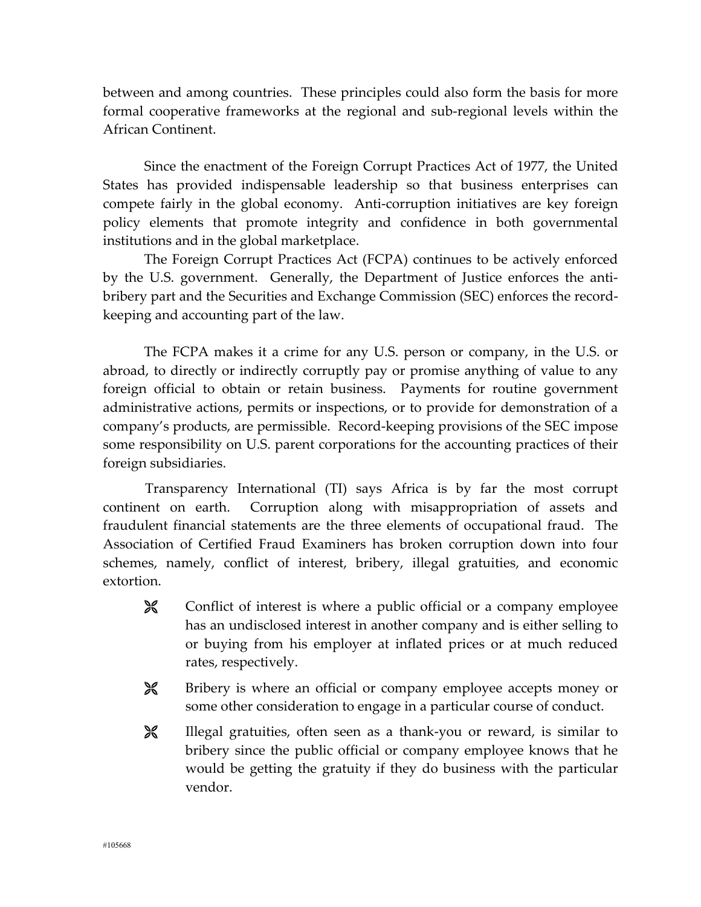between and among countries. These principles could also form the basis for more formal cooperative frameworks at the regional and sub-regional levels within the African Continent.

Since the enactment of the Foreign Corrupt Practices Act of 1977, the United States has provided indispensable leadership so that business enterprises can compete fairly in the global economy. Anti-corruption initiatives are key foreign policy elements that promote integrity and confidence in both governmental institutions and in the global marketplace.

The Foreign Corrupt Practices Act (FCPA) continues to be actively enforced by the U.S. government. Generally, the Department of Justice enforces the anti-bribery part and the Securities and Exchange Commission (SEC) enforces the record-keeping and accounting part of the law.

The FCPA makes it a crime for any U.S. person or company, in the U.S. or abroad, to directly or indirectly corruptly pay or promise anything of value to any foreign official to obtain or retain business. Payments for routine government administrative actions, permits or inspections, or to provide for demonstration of a company's products, are permissible. Record-keeping provisions of the SEC impose some responsibility on U.S. parent corporations for the accounting practices of their foreign subsidiaries.

Transparency International (TI) says Africa is by far the most corrupt continent on earth. Corruption along with misappropriation of assets and fraudulent financial statements are the three elements of occupational fraud. The Association of Certified Fraud Examiners has broken corruption down into four schemes, namely, conflict of interest, bribery, illegal gratuities, and economic extortion.

- Conflict of interest is where a public official or a company employee has an undisclosed interest in another company and is either selling to or buying from his employer at inflated prices or at much reduced rates, respectively.
- Bribery is where an official or company employee accepts money or some other consideration to engage in a particular course of conduct.
- Illegal gratuities, often seen as a thank-you or reward, is similar to bribery since the public official or company employee knows that he would be getting the gratuity if they do business with the particular vendor.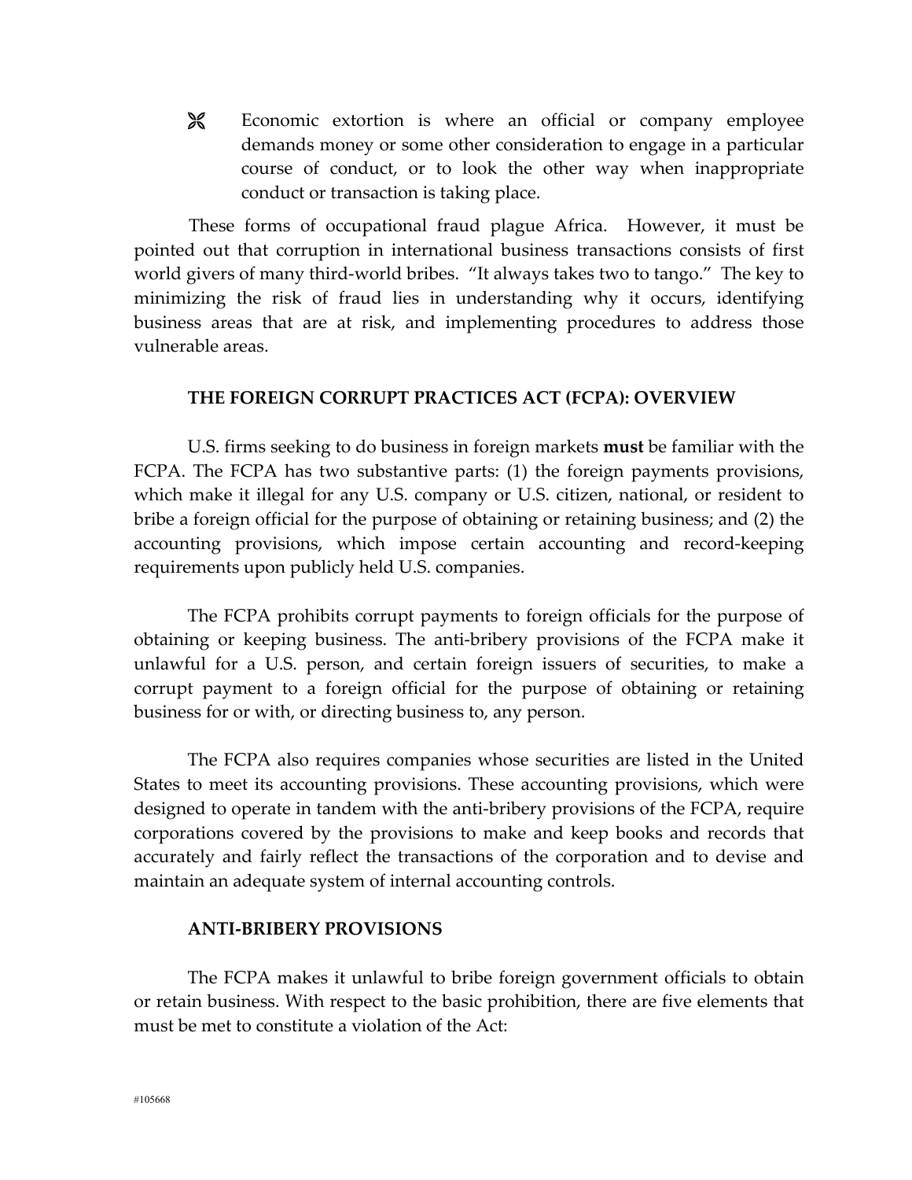- Economic extortion is where an official or company employee demands money or some other consideration to engage in a particular course of conduct, or to look the other way when inappropriate conduct or transaction is taking place.

These forms of occupational fraud plague Africa. However, it must be pointed out that corruption in international business transactions consists of first world givers of many third-world bribes. "It always takes two to tango." The key to minimizing the risk of fraud lies in understanding why it occurs, identifying business areas that are at risk, and implementing procedures to address those vulnerable areas.

**THE FOREIGN CORRUPT PRACTICES ACT (FCPA): OVERVIEW**

U.S. firms seeking to do business in foreign markets **must** be familiar with the FCPA. The FCPA has two substantive parts: (1) the foreign payments provisions, which make it illegal for any U.S. company or U.S. citizen, national, or resident to bribe a foreign official for the purpose of obtaining or retaining business; and (2) the accounting provisions, which impose certain accounting and record-keeping requirements upon publicly held U.S. companies.

The FCPA prohibits corrupt payments to foreign officials for the purpose of obtaining or keeping business. The anti-bribery provisions of the FCPA make it unlawful for a U.S. person, and certain foreign issuers of securities, to make a corrupt payment to a foreign official for the purpose of obtaining or retaining business for or with, or directing business to, any person.

The FCPA also requires companies whose securities are listed in the United States to meet its accounting provisions. These accounting provisions, which were designed to operate in tandem with the anti-bribery provisions of the FCPA, require corporations covered by the provisions to make and keep books and records that accurately and fairly reflect the transactions of the corporation and to devise and maintain an adequate system of internal accounting controls.

**ANTI-BRIBERY PROVISIONS**

The FCPA makes it unlawful to bribe foreign government officials to obtain or retain business. With respect to the basic prohibition, there are five elements that must be met to constitute a violation of the Act: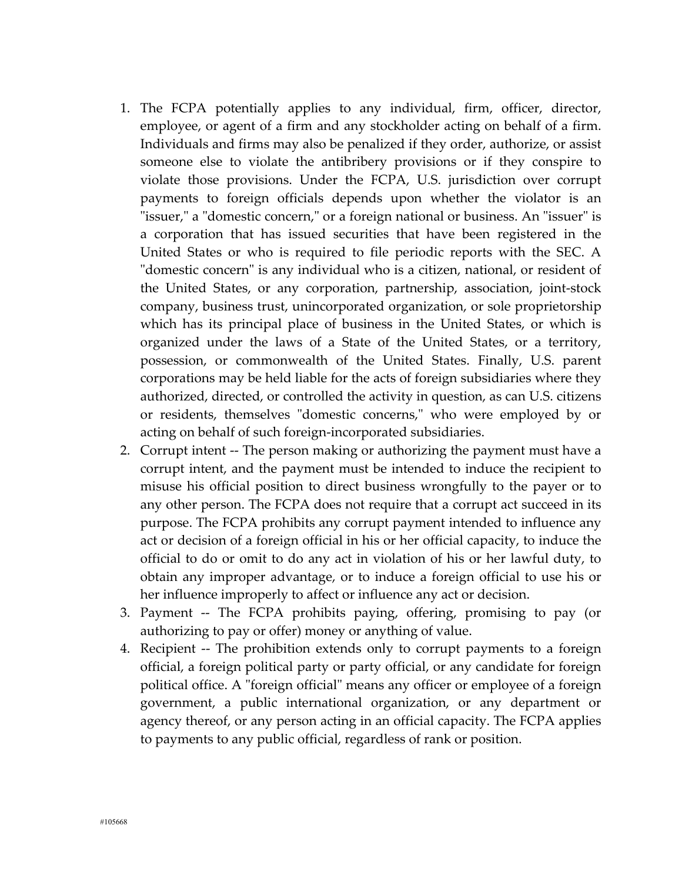1. The FCPA potentially applies to any individual, firm, officer, director, employee, or agent of a firm and any stockholder acting on behalf of a firm. Individuals and firms may also be penalized if they order, authorize, or assist someone else to violate the antibribery provisions or if they conspire to violate those provisions. Under the FCPA, U.S. jurisdiction over corrupt payments to foreign officials depends upon whether the violator is an "issuer," a "domestic concern," or a foreign national or business. An "issuer" is a corporation that has issued securities that have been registered in the United States or who is required to file periodic reports with the SEC. A "domestic concern" is any individual who is a citizen, national, or resident of the United States, or any corporation, partnership, association, joint-stock company, business trust, unincorporated organization, or sole proprietorship which has its principal place of business in the United States, or which is organized under the laws of a State of the United States, or a territory, possession, or commonwealth of the United States. Finally, U.S. parent corporations may be held liable for the acts of foreign subsidiaries where they authorized, directed, or controlled the activity in question, as can U.S. citizens or residents, themselves "domestic concerns," who were employed by or acting on behalf of such foreign-incorporated subsidiaries.
2. Corrupt intent -- The person making or authorizing the payment must have a corrupt intent, and the payment must be intended to induce the recipient to misuse his official position to direct business wrongfully to the payer or to any other person. The FCPA does not require that a corrupt act succeed in its purpose. The FCPA prohibits any corrupt payment intended to influence any act or decision of a foreign official in his or her official capacity, to induce the official to do or omit to do any act in violation of his or her lawful duty, to obtain any improper advantage, or to induce a foreign official to use his or her influence improperly to affect or influence any act or decision.
3. Payment -- The FCPA prohibits paying, offering, promising to pay (or authorizing to pay or offer) money or anything of value.
4. Recipient -- The prohibition extends only to corrupt payments to a foreign official, a foreign political party or party official, or any candidate for foreign political office. A "foreign official" means any officer or employee of a foreign government, a public international organization, or any department or agency thereof, or any person acting in an official capacity. The FCPA applies to payments to any public official, regardless of rank or position.

#105668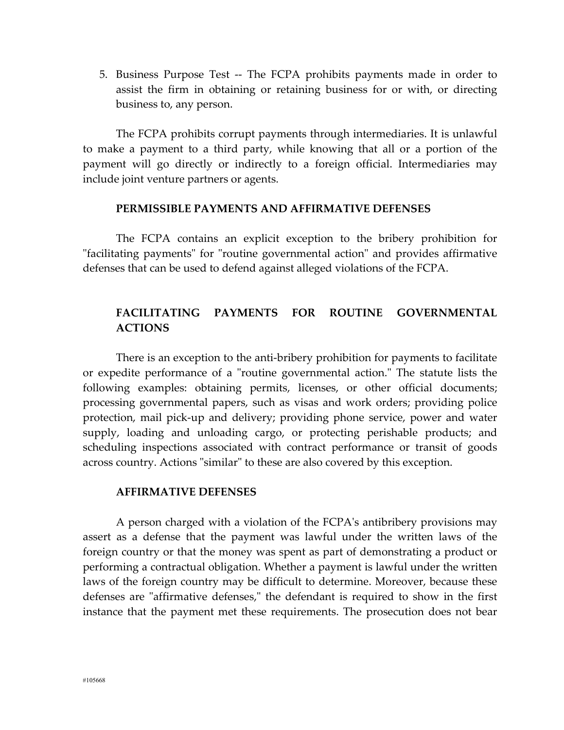5. Business Purpose Test -- The FCPA prohibits payments made in order to assist the firm in obtaining or retaining business for or with, or directing business to, any person.

The FCPA prohibits corrupt payments through intermediaries. It is unlawful to make a payment to a third party, while knowing that all or a portion of the payment will go directly or indirectly to a foreign official. Intermediaries may include joint venture partners or agents.

## PERMISSIBLE PAYMENTS AND AFFIRMATIVE DEFENSES

The FCPA contains an explicit exception to the bribery prohibition for "facilitating payments" for "routine governmental action" and provides affirmative defenses that can be used to defend against alleged violations of the FCPA.

## FACILITATING PAYMENTS FOR ROUTINE GOVERNMENTAL ACTIONS

There is an exception to the anti-bribery prohibition for payments to facilitate or expedite performance of a "routine governmental action." The statute lists the following examples: obtaining permits, licenses, or other official documents; processing governmental papers, such as visas and work orders; providing police protection, mail pick-up and delivery; providing phone service, power and water supply, loading and unloading cargo, or protecting perishable products; and scheduling inspections associated with contract performance or transit of goods across country. Actions "similar" to these are also covered by this exception.

## AFFIRMATIVE DEFENSES

A person charged with a violation of the FCPA's antibribery provisions may assert as a defense that the payment was lawful under the written laws of the foreign country or that the money was spent as part of demonstrating a product or performing a contractual obligation. Whether a payment is lawful under the written laws of the foreign country may be difficult to determine. Moreover, because these defenses are "affirmative defenses," the defendant is required to show in the first instance that the payment met these requirements. The prosecution does not bear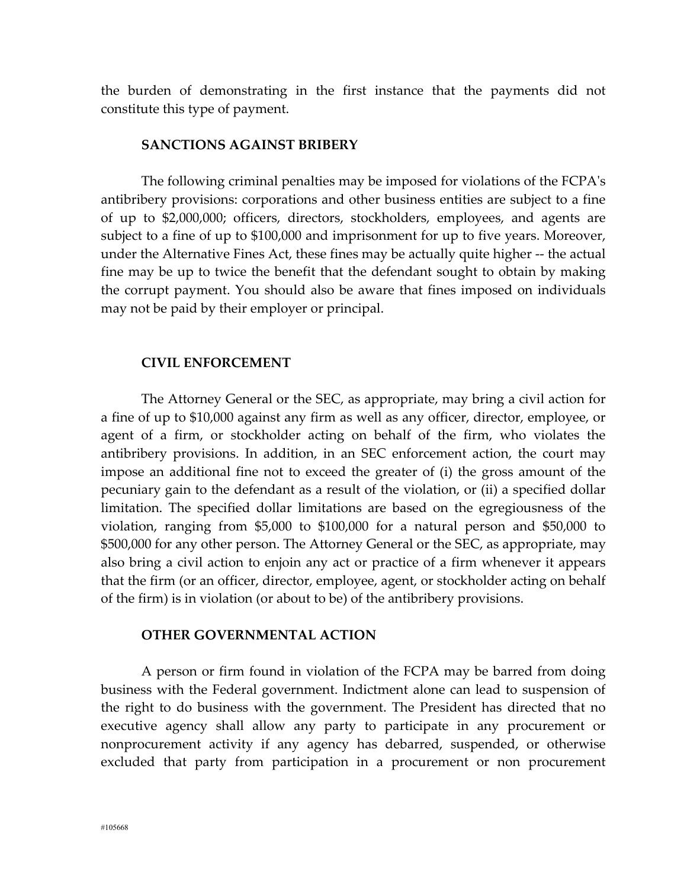the burden of demonstrating in the first instance that the payments did not constitute this type of payment.

## SANCTIONS AGAINST BRIBERY

The following criminal penalties may be imposed for violations of the FCPA's antibribery provisions: corporations and other business entities are subject to a fine of up to $2,000,000; officers, directors, stockholders, employees, and agents are subject to a fine of up to $100,000 and imprisonment for up to five years. Moreover, under the Alternative Fines Act, these fines may be actually quite higher -- the actual fine may be up to twice the benefit that the defendant sought to obtain by making the corrupt payment. You should also be aware that fines imposed on individuals may not be paid by their employer or principal.

## CIVIL ENFORCEMENT

The Attorney General or the SEC, as appropriate, may bring a civil action for a fine of up to $10,000 against any firm as well as any officer, director, employee, or agent of a firm, or stockholder acting on behalf of the firm, who violates the antibribery provisions. In addition, in an SEC enforcement action, the court may impose an additional fine not to exceed the greater of (i) the gross amount of the pecuniary gain to the defendant as a result of the violation, or (ii) a specified dollar limitation. The specified dollar limitations are based on the egregiousness of the violation, ranging from $5,000 to $100,000 for a natural person and $50,000 to $500,000 for any other person. The Attorney General or the SEC, as appropriate, may also bring a civil action to enjoin any act or practice of a firm whenever it appears that the firm (or an officer, director, employee, agent, or stockholder acting on behalf of the firm) is in violation (or about to be) of the antibribery provisions.

## OTHER GOVERNMENTAL ACTION

A person or firm found in violation of the FCPA may be barred from doing business with the Federal government. Indictment alone can lead to suspension of the right to do business with the government. The President has directed that no executive agency shall allow any party to participate in any procurement or nonprocurement activity if any agency has debarred, suspended, or otherwise excluded that party from participation in a procurement or non procurement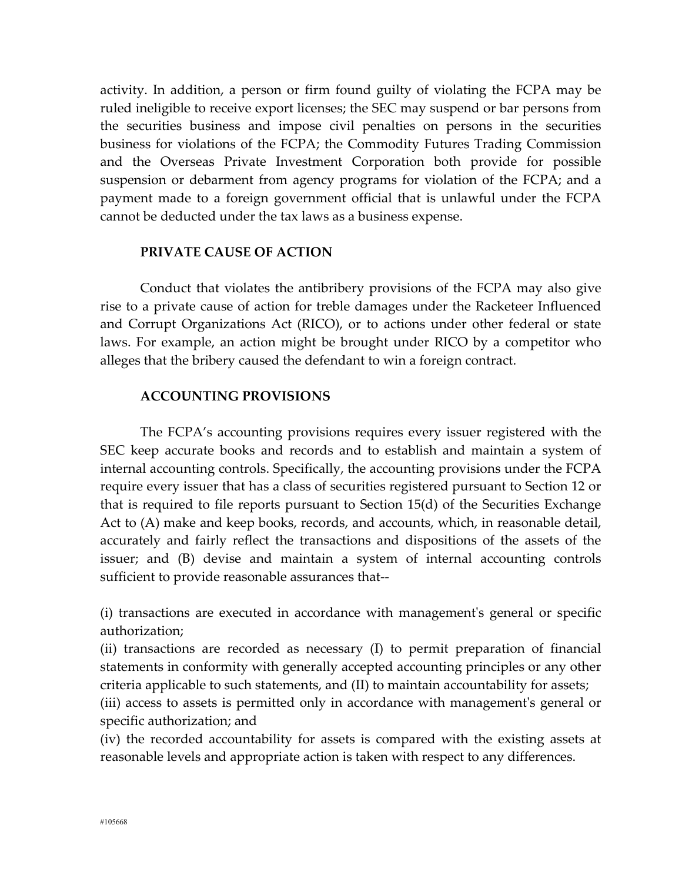activity. In addition, a person or firm found guilty of violating the FCPA may be ruled ineligible to receive export licenses; the SEC may suspend or bar persons from the securities business and impose civil penalties on persons in the securities business for violations of the FCPA; the Commodity Futures Trading Commission and the Overseas Private Investment Corporation both provide for possible suspension or debarment from agency programs for violation of the FCPA; and a payment made to a foreign government official that is unlawful under the FCPA cannot be deducted under the tax laws as a business expense.

**PRIVATE CAUSE OF ACTION**

Conduct that violates the antibribery provisions of the FCPA may also give rise to a private cause of action for treble damages under the Racketeer Influenced and Corrupt Organizations Act (RICO), or to actions under other federal or state laws. For example, an action might be brought under RICO by a competitor who alleges that the bribery caused the defendant to win a foreign contract.

**ACCOUNTING PROVISIONS**

The FCPA's accounting provisions requires every issuer registered with the SEC keep accurate books and records and to establish and maintain a system of internal accounting controls. Specifically, the accounting provisions under the FCPA require every issuer that has a class of securities registered pursuant to Section 12 or that is required to file reports pursuant to Section 15(d) of the Securities Exchange Act to (A) make and keep books, records, and accounts, which, in reasonable detail, accurately and fairly reflect the transactions and dispositions of the assets of the issuer; and (B) devise and maintain a system of internal accounting controls sufficient to provide reasonable assurances that--

(i) transactions are executed in accordance with management's general or specific authorization;
(ii) transactions are recorded as necessary (I) to permit preparation of financial statements in conformity with generally accepted accounting principles or any other criteria applicable to such statements, and (II) to maintain accountability for assets;
(iii) access to assets is permitted only in accordance with management's general or specific authorization; and
(iv) the recorded accountability for assets is compared with the existing assets at reasonable levels and appropriate action is taken with respect to any differences.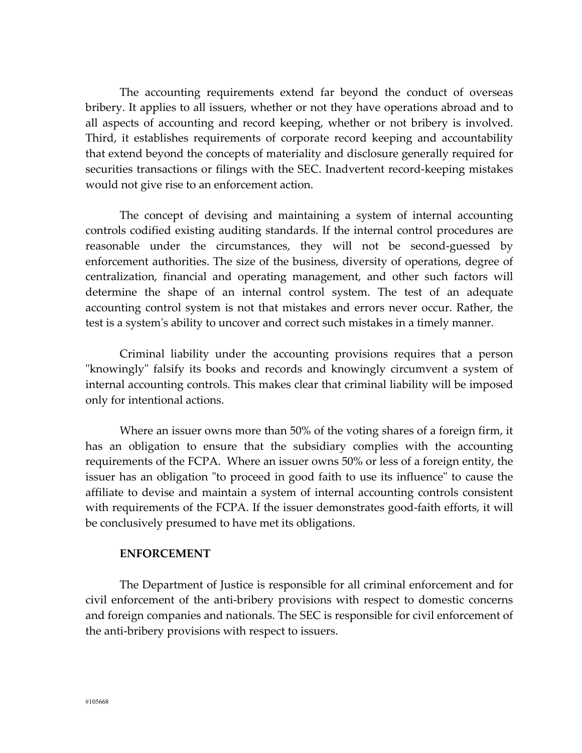The accounting requirements extend far beyond the conduct of overseas bribery. It applies to all issuers, whether or not they have operations abroad and to all aspects of accounting and record keeping, whether or not bribery is involved. Third, it establishes requirements of corporate record keeping and accountability that extend beyond the concepts of materiality and disclosure generally required for securities transactions or filings with the SEC. Inadvertent record-keeping mistakes would not give rise to an enforcement action.

The concept of devising and maintaining a system of internal accounting controls codified existing auditing standards. If the internal control procedures are reasonable under the circumstances, they will not be second-guessed by enforcement authorities. The size of the business, diversity of operations, degree of centralization, financial and operating management, and other such factors will determine the shape of an internal control system. The test of an adequate accounting control system is not that mistakes and errors never occur. Rather, the test is a system's ability to uncover and correct such mistakes in a timely manner.

Criminal liability under the accounting provisions requires that a person "knowingly" falsify its books and records and knowingly circumvent a system of internal accounting controls. This makes clear that criminal liability will be imposed only for intentional actions.

Where an issuer owns more than 50% of the voting shares of a foreign firm, it has an obligation to ensure that the subsidiary complies with the accounting requirements of the FCPA. Where an issuer owns 50% or less of a foreign entity, the issuer has an obligation "to proceed in good faith to use its influence" to cause the affiliate to devise and maintain a system of internal accounting controls consistent with requirements of the FCPA. If the issuer demonstrates good-faith efforts, it will be conclusively presumed to have met its obligations.

**ENFORCEMENT**

The Department of Justice is responsible for all criminal enforcement and for civil enforcement of the anti-bribery provisions with respect to domestic concerns and foreign companies and nationals. The SEC is responsible for civil enforcement of the anti-bribery provisions with respect to issuers.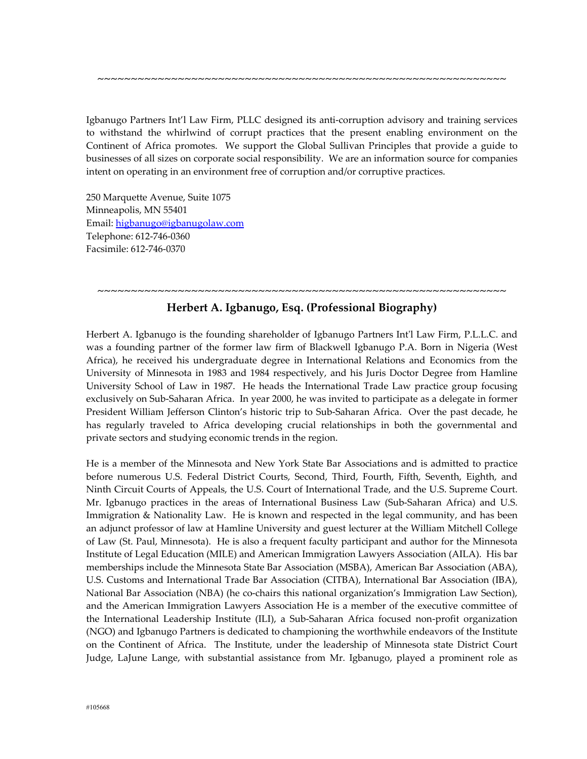~~~~~~~~~~~~~~~~~~~~~~~~~~~~~~~~~~~~~~~~~~~~~~~~~~~~~~~~~~~~~~~~

Igbanugo Partners Int'l Law Firm, PLLC designed its anti-corruption advisory and training services to withstand the whirlwind of corrupt practices that the present enabling environment on the Continent of Africa promotes. We support the Global Sullivan Principles that provide a guide to businesses of all sizes on corporate social responsibility. We are an information source for companies intent on operating in an environment free of corruption and/or corruptive practices.

250 Marquette Avenue, Suite 1075
Minneapolis, MN 55401
Email: higbanugo@igbanugolaw.com
Telephone: 612-746-0360
Facsimile: 612-746-0370

~~~~~~~~~~~~~~~~~~~~~~~~~~~~~~~~~~~~~~~~~~~~~~~~~~~~~~~~~~~~~~~~

## Herbert A. Igbanugo, Esq. (Professional Biography)

Herbert A. Igbanugo is the founding shareholder of Igbanugo Partners Int'l Law Firm, P.L.L.C. and was a founding partner of the former law firm of Blackwell Igbanugo P.A. Born in Nigeria (West Africa), he received his undergraduate degree in International Relations and Economics from the University of Minnesota in 1983 and 1984 respectively, and his Juris Doctor Degree from Hamline University School of Law in 1987. He heads the International Trade Law practice group focusing exclusively on Sub-Saharan Africa. In year 2000, he was invited to participate as a delegate in former President William Jefferson Clinton's historic trip to Sub-Saharan Africa. Over the past decade, he has regularly traveled to Africa developing crucial relationships in both the governmental and private sectors and studying economic trends in the region.

He is a member of the Minnesota and New York State Bar Associations and is admitted to practice before numerous U.S. Federal District Courts, Second, Third, Fourth, Fifth, Seventh, Eighth, and Ninth Circuit Courts of Appeals, the U.S. Court of International Trade, and the U.S. Supreme Court. Mr. Igbanugo practices in the areas of International Business Law (Sub-Saharan Africa) and U.S. Immigration & Nationality Law. He is known and respected in the legal community, and has been an adjunct professor of law at Hamline University and guest lecturer at the William Mitchell College of Law (St. Paul, Minnesota). He is also a frequent faculty participant and author for the Minnesota Institute of Legal Education (MILE) and American Immigration Lawyers Association (AILA). His bar memberships include the Minnesota State Bar Association (MSBA), American Bar Association (ABA), U.S. Customs and International Trade Bar Association (CITBA), International Bar Association (IBA), National Bar Association (NBA) (he co-chairs this national organization's Immigration Law Section), and the American Immigration Lawyers Association He is a member of the executive committee of the International Leadership Institute (ILI), a Sub-Saharan Africa focused non-profit organization (NGO) and Igbanugo Partners is dedicated to championing the worthwhile endeavors of the Institute on the Continent of Africa. The Institute, under the leadership of Minnesota state District Court Judge, LaJune Lange, with substantial assistance from Mr. Igbanugo, played a prominent role as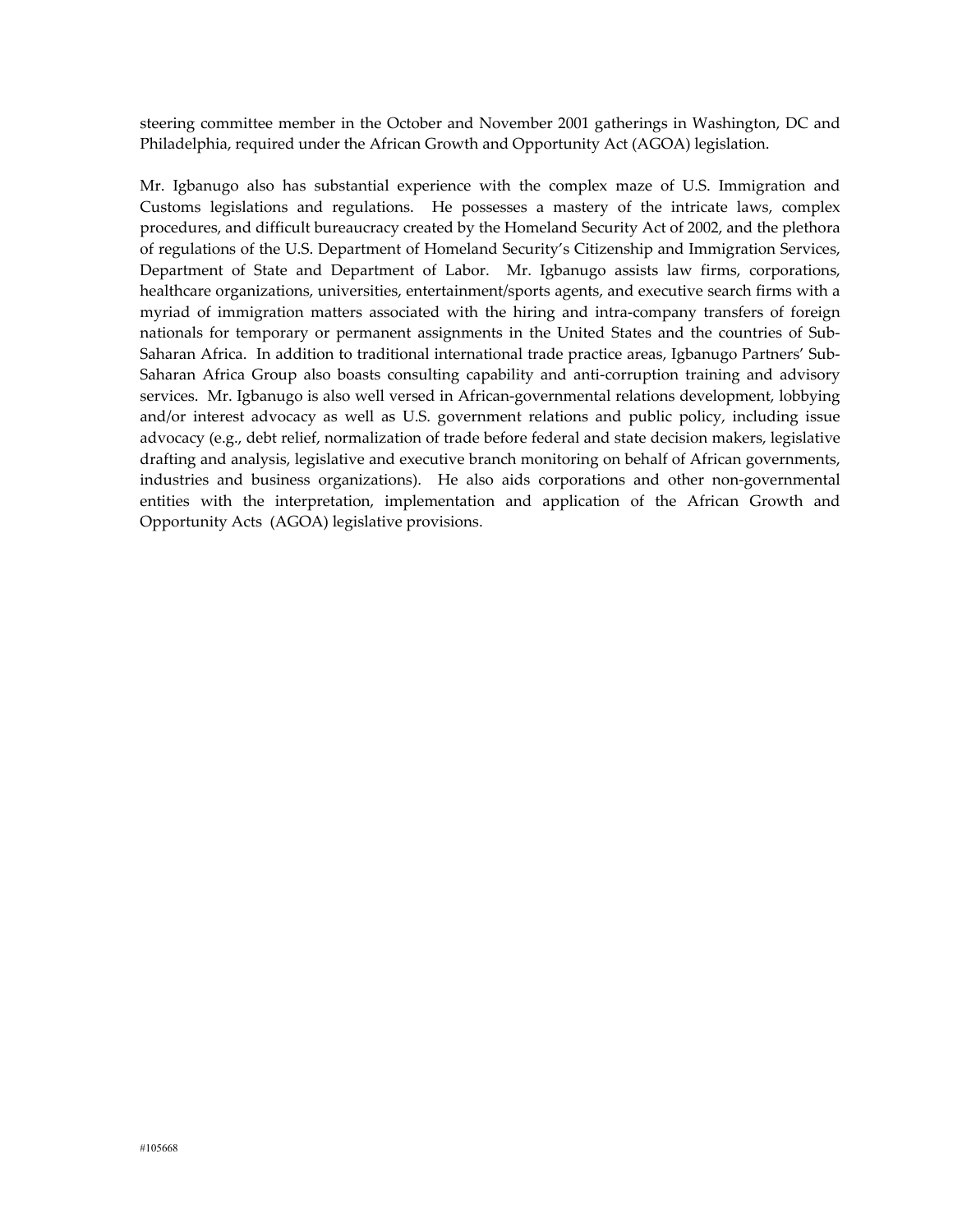steering committee member in the October and November 2001 gatherings in Washington, DC and Philadelphia, required under the African Growth and Opportunity Act (AGOA) legislation.

Mr. Igbanugo also has substantial experience with the complex maze of U.S. Immigration and Customs legislations and regulations. He possesses a mastery of the intricate laws, complex procedures, and difficult bureaucracy created by the Homeland Security Act of 2002, and the plethora of regulations of the U.S. Department of Homeland Security's Citizenship and Immigration Services, Department of State and Department of Labor. Mr. Igbanugo assists law firms, corporations, healthcare organizations, universities, entertainment/sports agents, and executive search firms with a myriad of immigration matters associated with the hiring and intra-company transfers of foreign nationals for temporary or permanent assignments in the United States and the countries of Sub-Saharan Africa. In addition to traditional international trade practice areas, Igbanugo Partners' Sub-Saharan Africa Group also boasts consulting capability and anti-corruption training and advisory services. Mr. Igbanugo is also well versed in African-governmental relations development, lobbying and/or interest advocacy as well as U.S. government relations and public policy, including issue advocacy (e.g., debt relief, normalization of trade before federal and state decision makers, legislative drafting and analysis, legislative and executive branch monitoring on behalf of African governments, industries and business organizations). He also aids corporations and other non-governmental entities with the interpretation, implementation and application of the African Growth and Opportunity Acts (AGOA) legislative provisions.

#105668